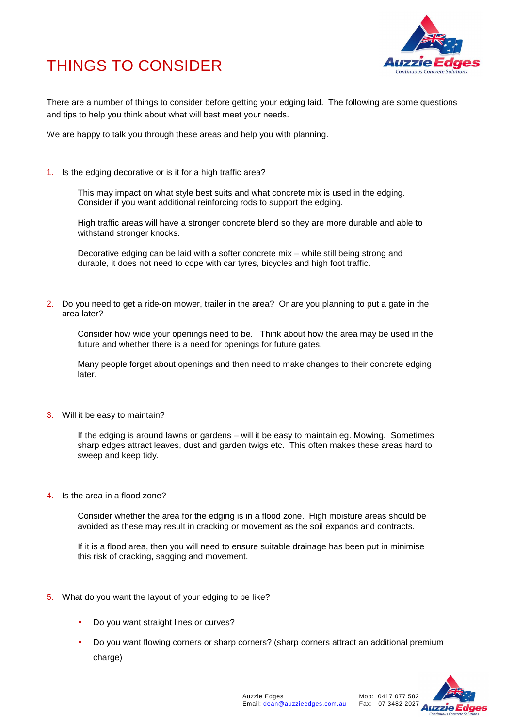# THINGS TO CONSIDER

There are a number of things to consider before getting your edging laid. The following are some questions and tips to help you think about what will best meet your needs.

We are happy to talk you through these areas and help you with planning.

1. Is the edging decorative or is it for a high traffic area?

   This may impact on what style best suits and what concrete mix is used in the edging. Consider if you want additional reinforcing rods to support the edging.

   High traffic areas will have a stronger concrete blend so they are more durable and able to withstand stronger knocks.

   Decorative edging can be laid with a softer concrete mix – while still being strong and durable, it does not need to cope with car tyres, bicycles and high foot traffic.

2. Do you need to get a ride-on mower, trailer in the area? Or are you planning to put a gate in the area later?

   Consider how wide your openings need to be. Think about how the area may be used in the future and whether there is a need for openings for future gates.

   Many people forget about openings and then need to make changes to their concrete edging later.

3. Will it be easy to maintain?

   If the edging is around lawns or gardens – will it be easy to maintain eg. Mowing. Sometimes sharp edges attract leaves, dust and garden twigs etc. This often makes these areas hard to sweep and keep tidy.

4. Is the area in a flood zone?

   Consider whether the area for the edging is in a flood zone. High moisture areas should be avoided as these may result in cracking or movement as the soil expands and contracts.

   If it is a flood area, then you will need to ensure suitable drainage has been put in minimise this risk of cracking, sagging and movement.

5. What do you want the layout of your edging to be like?

   - Do you want straight lines or curves?
   - Do you want flowing corners or sharp corners? (sharp corners attract an additional premium charge)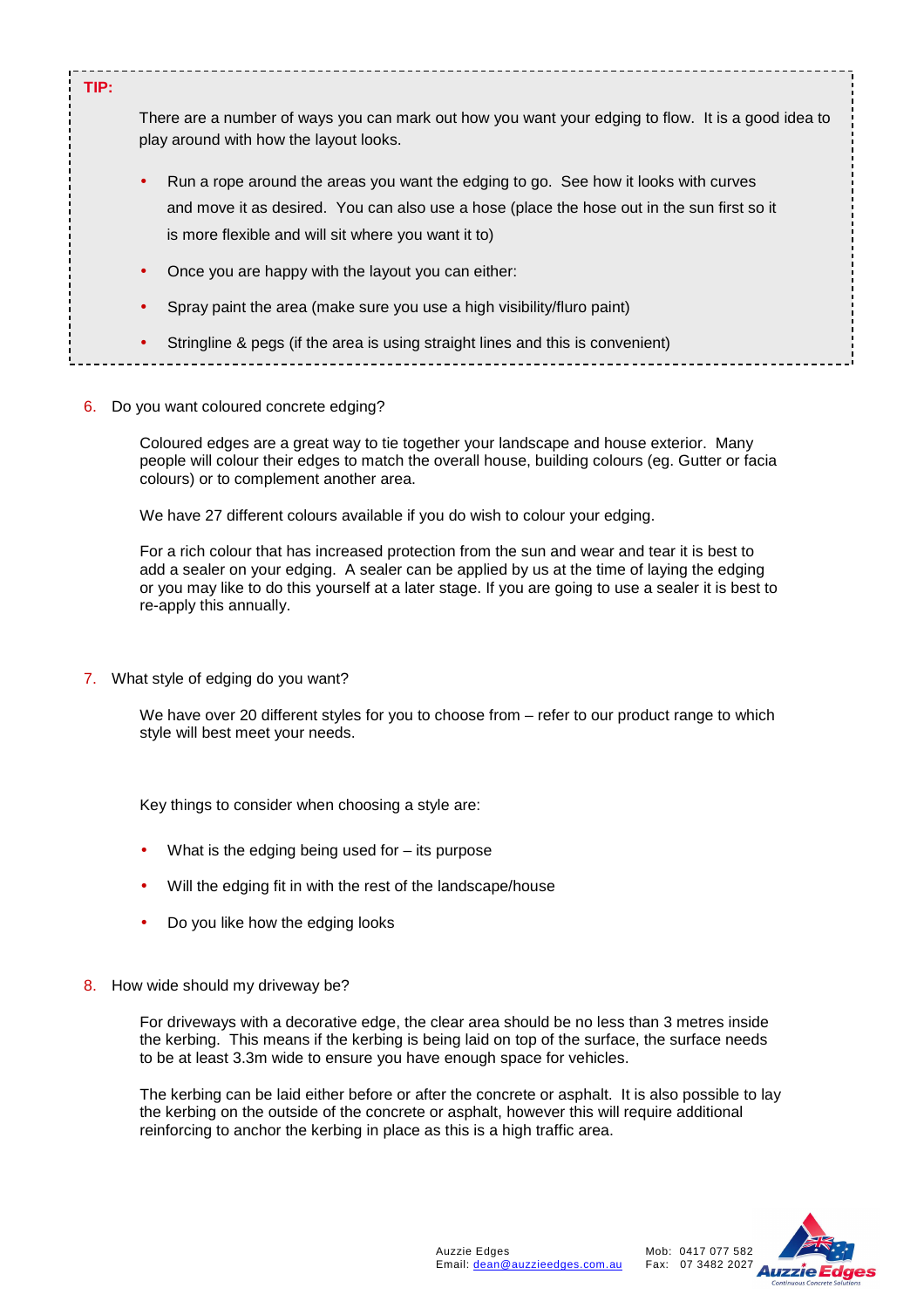**TIP:**

There are a number of ways you can mark out how you want your edging to flow. It is a good idea to play around with how the layout looks.

- Run a rope around the areas you want the edging to go. See how it looks with curves and move it as desired. You can also use a hose (place the hose out in the sun first so it is more flexible and will sit where you want it to)
- Once you are happy with the layout you can either:
- Spray paint the area (make sure you use a high visibility/fluro paint)
- Stringline & pegs (if the area is using straight lines and this is convenient)

6. Do you want coloured concrete edging?

   Coloured edges are a great way to tie together your landscape and house exterior. Many people will colour their edges to match the overall house, building colours (eg. Gutter or facia colours) or to complement another area.

   We have 27 different colours available if you do wish to colour your edging.

   For a rich colour that has increased protection from the sun and wear and tear it is best to add a sealer on your edging. A sealer can be applied by us at the time of laying the edging or you may like to do this yourself at a later stage. If you are going to use a sealer it is best to re-apply this annually.

7. What style of edging do you want?

   We have over 20 different styles for you to choose from – refer to our product range to which style will best meet your needs.

   Key things to consider when choosing a style are:

   - What is the edging being used for – its purpose
   - Will the edging fit in with the rest of the landscape/house
   - Do you like how the edging looks

8. How wide should my driveway be?

   For driveways with a decorative edge, the clear area should be no less than 3 metres inside the kerbing. This means if the kerbing is being laid on top of the surface, the surface needs to be at least 3.3m wide to ensure you have enough space for vehicles.

   The kerbing can be laid either before or after the concrete or asphalt. It is also possible to lay the kerbing on the outside of the concrete or asphalt, however this will require additional reinforcing to anchor the kerbing in place as this is a high traffic area.

Auzzie Edges
Email: dean@auzzieedges.com.au

Mob: 0417 077 582
Fax: 07 3482 2027